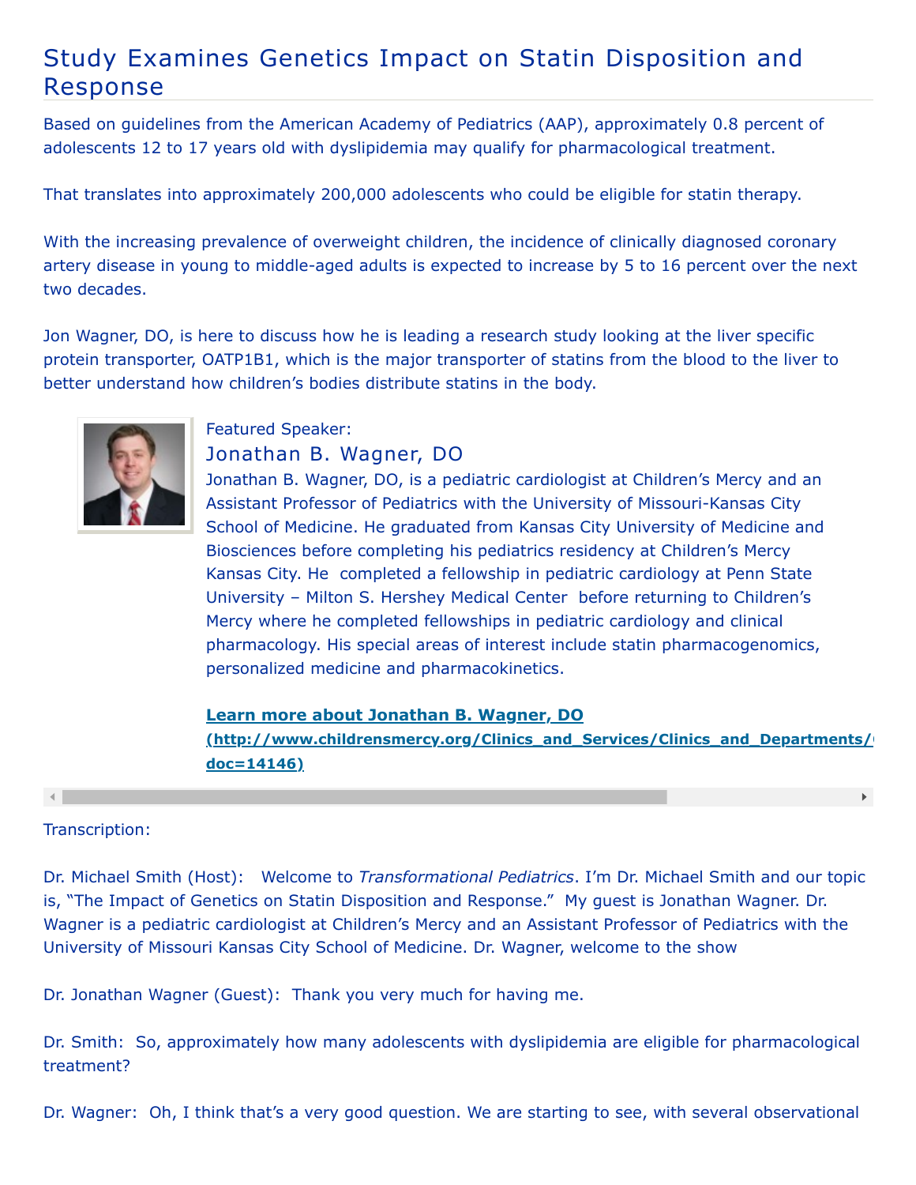# Study Examines Genetics Impact on Statin Disposition and Response

Based on guidelines from the American Academy of Pediatrics (AAP), approximately 0.8 percent of adolescents 12 to 17 years old with dyslipidemia may qualify for pharmacological treatment.

That translates into approximately 200,000 adolescents who could be eligible for statin therapy.

With the increasing prevalence of overweight children, the incidence of clinically diagnosed coronary artery disease in young to middle-aged adults is expected to increase by 5 to 16 percent over the next two decades.

Jon Wagner, DO, is here to discuss how he is leading a research study looking at the liver specific protein transporter, OATP1B1, which is the major transporter of statins from the blood to the liver to better understand how children's bodies distribute statins in the body.

Featured Speaker:

## Jonathan B. Wagner, DO

Jonathan B. Wagner, DO, is a pediatric cardiologist at Children's Mercy and an Assistant Professor of Pediatrics with the University of Missouri-Kansas City School of Medicine. He graduated from Kansas City University of Medicine and Biosciences before completing his pediatrics residency at Children's Mercy Kansas City. He completed a fellowship in pediatric cardiology at Penn State University – Milton S. Hershey Medical Center before returning to Children's Mercy where he completed fellowships in pediatric cardiology and clinical pharmacology. His special areas of interest include statin pharmacogenomics, personalized medicine and pharmacokinetics.

**Learn more about Jonathan B. Wagner, DO (http://www.childrensmercy.org/Clinics_and_Services/Clinics_and_Departments/( doc=14146)**

Transcription:

Dr. Michael Smith (Host): Welcome to *Transformational Pediatrics*. I'm Dr. Michael Smith and our topic is, "The Impact of Genetics on Statin Disposition and Response." My guest is Jonathan Wagner. Dr. Wagner is a pediatric cardiologist at Children's Mercy and an Assistant Professor of Pediatrics with the University of Missouri Kansas City School of Medicine. Dr. Wagner, welcome to the show

Dr. Jonathan Wagner (Guest): Thank you very much for having me.

Dr. Smith: So, approximately how many adolescents with dyslipidemia are eligible for pharmacological treatment?

Dr. Wagner: Oh, I think that's a very good question. We are starting to see, with several observational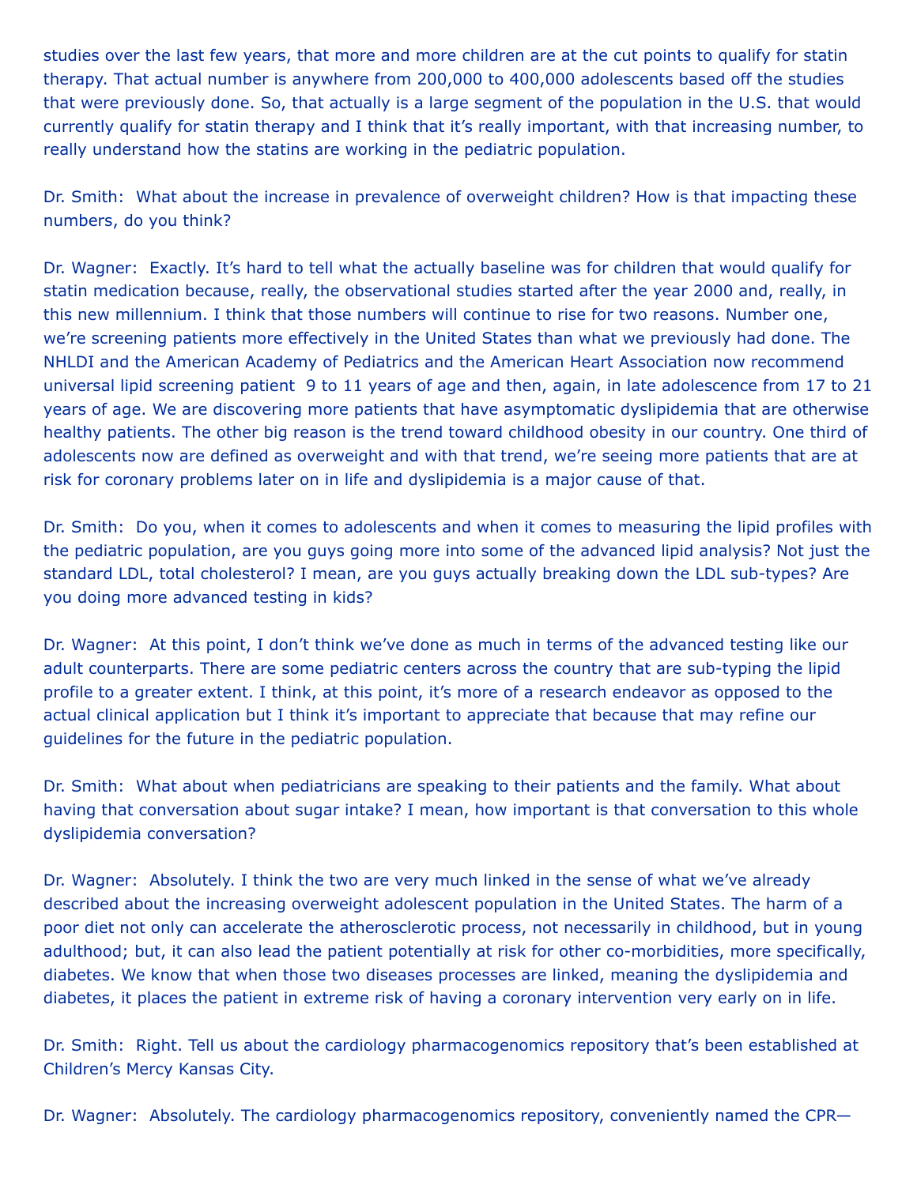studies over the last few years, that more and more children are at the cut points to qualify for statin therapy. That actual number is anywhere from 200,000 to 400,000 adolescents based off the studies that were previously done. So, that actually is a large segment of the population in the U.S. that would currently qualify for statin therapy and I think that it's really important, with that increasing number, to really understand how the statins are working in the pediatric population.

Dr. Smith: What about the increase in prevalence of overweight children? How is that impacting these numbers, do you think?

Dr. Wagner: Exactly. It's hard to tell what the actually baseline was for children that would qualify for statin medication because, really, the observational studies started after the year 2000 and, really, in this new millennium. I think that those numbers will continue to rise for two reasons. Number one, we're screening patients more effectively in the United States than what we previously had done. The NHLDI and the American Academy of Pediatrics and the American Heart Association now recommend universal lipid screening patient 9 to 11 years of age and then, again, in late adolescence from 17 to 21 years of age. We are discovering more patients that have asymptomatic dyslipidemia that are otherwise healthy patients. The other big reason is the trend toward childhood obesity in our country. One third of adolescents now are defined as overweight and with that trend, we're seeing more patients that are at risk for coronary problems later on in life and dyslipidemia is a major cause of that.

Dr. Smith: Do you, when it comes to adolescents and when it comes to measuring the lipid profiles with the pediatric population, are you guys going more into some of the advanced lipid analysis? Not just the standard LDL, total cholesterol? I mean, are you guys actually breaking down the LDL sub-types? Are you doing more advanced testing in kids?

Dr. Wagner: At this point, I don't think we've done as much in terms of the advanced testing like our adult counterparts. There are some pediatric centers across the country that are sub-typing the lipid profile to a greater extent. I think, at this point, it's more of a research endeavor as opposed to the actual clinical application but I think it's important to appreciate that because that may refine our guidelines for the future in the pediatric population.

Dr. Smith: What about when pediatricians are speaking to their patients and the family. What about having that conversation about sugar intake? I mean, how important is that conversation to this whole dyslipidemia conversation?

Dr. Wagner: Absolutely. I think the two are very much linked in the sense of what we've already described about the increasing overweight adolescent population in the United States. The harm of a poor diet not only can accelerate the atherosclerotic process, not necessarily in childhood, but in young adulthood; but, it can also lead the patient potentially at risk for other co-morbidities, more specifically, diabetes. We know that when those two diseases processes are linked, meaning the dyslipidemia and diabetes, it places the patient in extreme risk of having a coronary intervention very early on in life.

Dr. Smith: Right. Tell us about the cardiology pharmacogenomics repository that's been established at Children's Mercy Kansas City.

Dr. Wagner: Absolutely. The cardiology pharmacogenomics repository, conveniently named the CPR—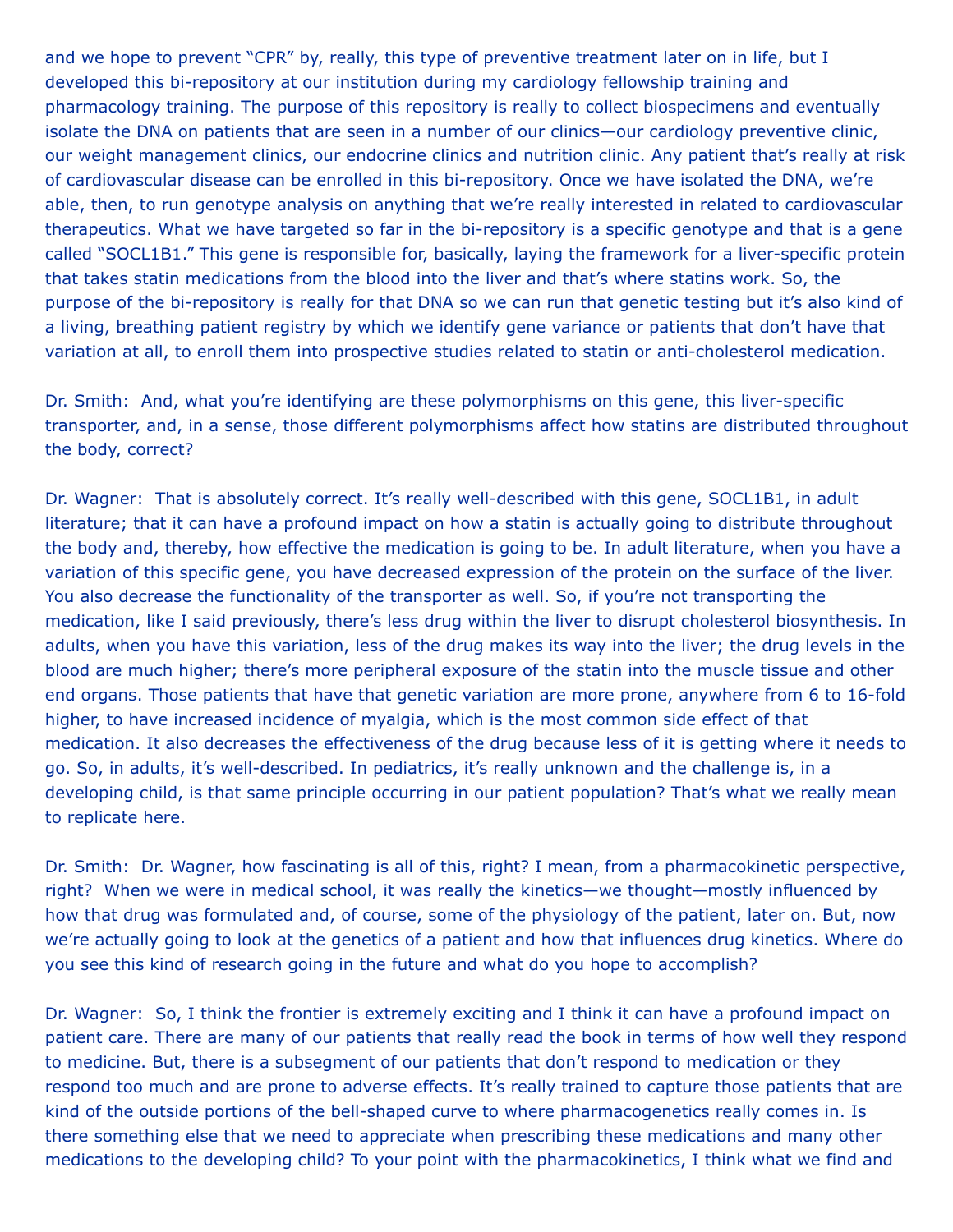and we hope to prevent "CPR" by, really, this type of preventive treatment later on in life, but I developed this bi-repository at our institution during my cardiology fellowship training and pharmacology training. The purpose of this repository is really to collect biospecimens and eventually isolate the DNA on patients that are seen in a number of our clinics—our cardiology preventive clinic, our weight management clinics, our endocrine clinics and nutrition clinic. Any patient that's really at risk of cardiovascular disease can be enrolled in this bi-repository. Once we have isolated the DNA, we're able, then, to run genotype analysis on anything that we're really interested in related to cardiovascular therapeutics. What we have targeted so far in the bi-repository is a specific genotype and that is a gene called "SOCL1B1." This gene is responsible for, basically, laying the framework for a liver-specific protein that takes statin medications from the blood into the liver and that's where statins work. So, the purpose of the bi-repository is really for that DNA so we can run that genetic testing but it's also kind of a living, breathing patient registry by which we identify gene variance or patients that don't have that variation at all, to enroll them into prospective studies related to statin or anti-cholesterol medication.

Dr. Smith: And, what you're identifying are these polymorphisms on this gene, this liver-specific transporter, and, in a sense, those different polymorphisms affect how statins are distributed throughout the body, correct?

Dr. Wagner: That is absolutely correct. It's really well-described with this gene, SOCL1B1, in adult literature; that it can have a profound impact on how a statin is actually going to distribute throughout the body and, thereby, how effective the medication is going to be. In adult literature, when you have a variation of this specific gene, you have decreased expression of the protein on the surface of the liver. You also decrease the functionality of the transporter as well. So, if you're not transporting the medication, like I said previously, there's less drug within the liver to disrupt cholesterol biosynthesis. In adults, when you have this variation, less of the drug makes its way into the liver; the drug levels in the blood are much higher; there's more peripheral exposure of the statin into the muscle tissue and other end organs. Those patients that have that genetic variation are more prone, anywhere from 6 to 16-fold higher, to have increased incidence of myalgia, which is the most common side effect of that medication. It also decreases the effectiveness of the drug because less of it is getting where it needs to go. So, in adults, it's well-described. In pediatrics, it's really unknown and the challenge is, in a developing child, is that same principle occurring in our patient population? That's what we really mean to replicate here.

Dr. Smith: Dr. Wagner, how fascinating is all of this, right? I mean, from a pharmacokinetic perspective, right? When we were in medical school, it was really the kinetics—we thought—mostly influenced by how that drug was formulated and, of course, some of the physiology of the patient, later on. But, now we're actually going to look at the genetics of a patient and how that influences drug kinetics. Where do you see this kind of research going in the future and what do you hope to accomplish?

Dr. Wagner: So, I think the frontier is extremely exciting and I think it can have a profound impact on patient care. There are many of our patients that really read the book in terms of how well they respond to medicine. But, there is a subsegment of our patients that don't respond to medication or they respond too much and are prone to adverse effects. It's really trained to capture those patients that are kind of the outside portions of the bell-shaped curve to where pharmacogenetics really comes in. Is there something else that we need to appreciate when prescribing these medications and many other medications to the developing child? To your point with the pharmacokinetics, I think what we find and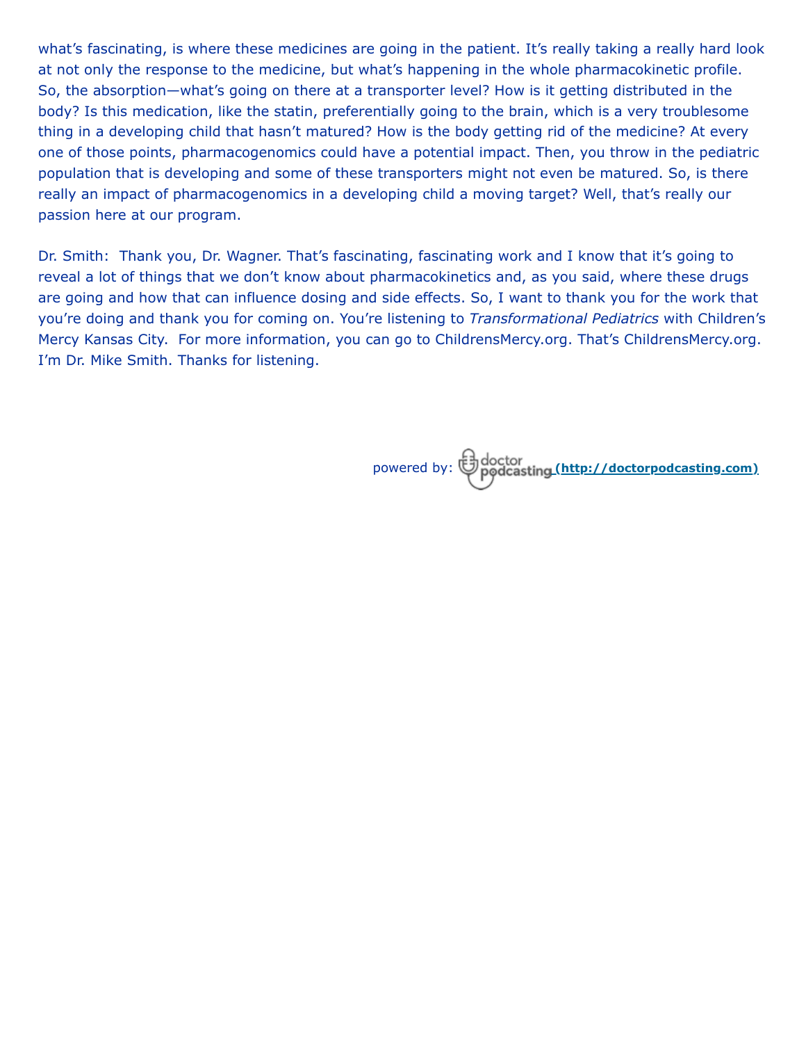what's fascinating, is where these medicines are going in the patient. It's really taking a really hard look at not only the response to the medicine, but what's happening in the whole pharmacokinetic profile. So, the absorption—what's going on there at a transporter level? How is it getting distributed in the body? Is this medication, like the statin, preferentially going to the brain, which is a very troublesome thing in a developing child that hasn't matured? How is the body getting rid of the medicine? At every one of those points, pharmacogenomics could have a potential impact. Then, you throw in the pediatric population that is developing and some of these transporters might not even be matured. So, is there really an impact of pharmacogenomics in a developing child a moving target? Well, that's really our passion here at our program.

Dr. Smith: Thank you, Dr. Wagner. That's fascinating, fascinating work and I know that it's going to reveal a lot of things that we don't know about pharmacokinetics and, as you said, where these drugs are going and how that can influence dosing and side effects. So, I want to thank you for the work that you're doing and thank you for coming on. You're listening to *Transformational Pediatrics* with Children's Mercy Kansas City. For more information, you can go to ChildrensMercy.org. That's ChildrensMercy.org. I'm Dr. Mike Smith. Thanks for listening.

powered by: doctor podcasting **(http://doctorpodcasting.com)**